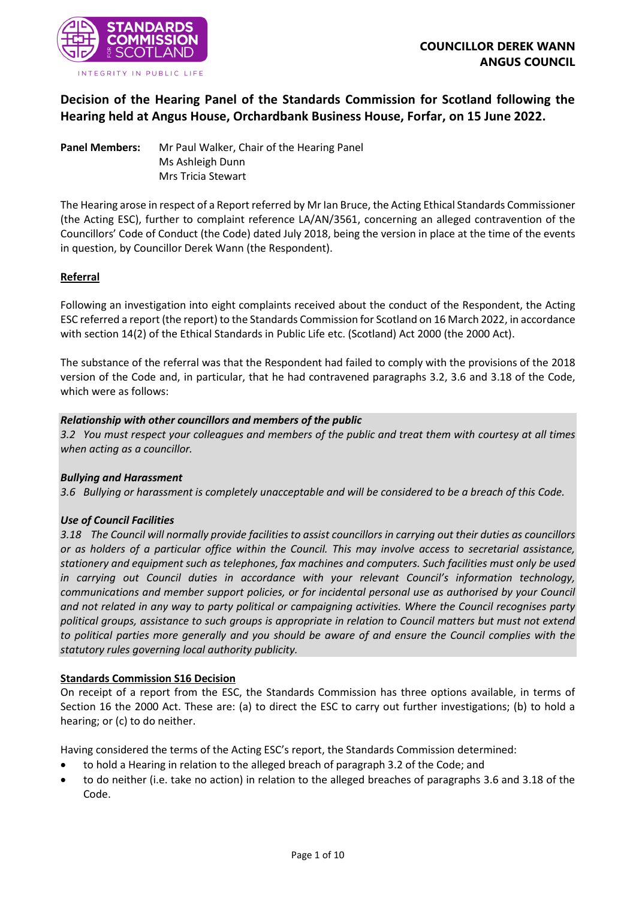**COUNCILLOR DEREK WANN**
**ANGUS COUNCIL**

# Decision of the Hearing Panel of the Standards Commission for Scotland following the Hearing held at Angus House, Orchardbank Business House, Forfar, on 15 June 2022.

**Panel Members:** Mr Paul Walker, Chair of the Hearing Panel
Ms Ashleigh Dunn
Mrs Tricia Stewart

The Hearing arose in respect of a Report referred by Mr Ian Bruce, the Acting Ethical Standards Commissioner (the Acting ESC), further to complaint reference LA/AN/3561, concerning an alleged contravention of the Councillors' Code of Conduct (the Code) dated July 2018, being the version in place at the time of the events in question, by Councillor Derek Wann (the Respondent).

## Referral

Following an investigation into eight complaints received about the conduct of the Respondent, the Acting ESC referred a report (the report) to the Standards Commission for Scotland on 16 March 2022, in accordance with section 14(2) of the Ethical Standards in Public Life etc. (Scotland) Act 2000 (the 2000 Act).

The substance of the referral was that the Respondent had failed to comply with the provisions of the 2018 version of the Code and, in particular, that he had contravened paragraphs 3.2, 3.6 and 3.18 of the Code, which were as follows:

***Relationship with other councillors and members of the public***
*3.2 You must respect your colleagues and members of the public and treat them with courtesy at all times when acting as a councillor.*

***Bullying and Harassment***
*3.6 Bullying or harassment is completely unacceptable and will be considered to be a breach of this Code.*

***Use of Council Facilities***
*3.18 The Council will normally provide facilities to assist councillors in carrying out their duties as councillors or as holders of a particular office within the Council. This may involve access to secretarial assistance, stationery and equipment such as telephones, fax machines and computers. Such facilities must only be used in carrying out Council duties in accordance with your relevant Council's information technology, communications and member support policies, or for incidental personal use as authorised by your Council and not related in any way to party political or campaigning activities. Where the Council recognises party political groups, assistance to such groups is appropriate in relation to Council matters but must not extend to political parties more generally and you should be aware of and ensure the Council complies with the statutory rules governing local authority publicity.*

## Standards Commission S16 Decision

On receipt of a report from the ESC, the Standards Commission has three options available, in terms of Section 16 the 2000 Act. These are: (a) to direct the ESC to carry out further investigations; (b) to hold a hearing; or (c) to do neither.

Having considered the terms of the Acting ESC's report, the Standards Commission determined:

- to hold a Hearing in relation to the alleged breach of paragraph 3.2 of the Code; and
- to do neither (i.e. take no action) in relation to the alleged breaches of paragraphs 3.6 and 3.18 of the Code.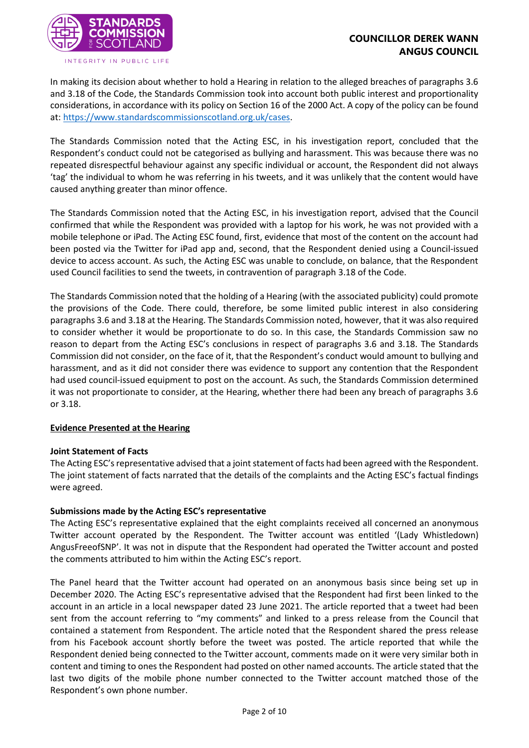In making its decision about whether to hold a Hearing in relation to the alleged breaches of paragraphs 3.6 and 3.18 of the Code, the Standards Commission took into account both public interest and proportionality considerations, in accordance with its policy on Section 16 of the 2000 Act. A copy of the policy can be found at: https://www.standardscommissionscotland.org.uk/cases.

The Standards Commission noted that the Acting ESC, in his investigation report, concluded that the Respondent's conduct could not be categorised as bullying and harassment. This was because there was no repeated disrespectful behaviour against any specific individual or account, the Respondent did not always 'tag' the individual to whom he was referring in his tweets, and it was unlikely that the content would have caused anything greater than minor offence.

The Standards Commission noted that the Acting ESC, in his investigation report, advised that the Council confirmed that while the Respondent was provided with a laptop for his work, he was not provided with a mobile telephone or iPad. The Acting ESC found, first, evidence that most of the content on the account had been posted via the Twitter for iPad app and, second, that the Respondent denied using a Council-issued device to access account. As such, the Acting ESC was unable to conclude, on balance, that the Respondent used Council facilities to send the tweets, in contravention of paragraph 3.18 of the Code.

The Standards Commission noted that the holding of a Hearing (with the associated publicity) could promote the provisions of the Code. There could, therefore, be some limited public interest in also considering paragraphs 3.6 and 3.18 at the Hearing. The Standards Commission noted, however, that it was also required to consider whether it would be proportionate to do so. In this case, the Standards Commission saw no reason to depart from the Acting ESC's conclusions in respect of paragraphs 3.6 and 3.18. The Standards Commission did not consider, on the face of it, that the Respondent's conduct would amount to bullying and harassment, and as it did not consider there was evidence to support any contention that the Respondent had used council-issued equipment to post on the account. As such, the Standards Commission determined it was not proportionate to consider, at the Hearing, whether there had been any breach of paragraphs 3.6 or 3.18.

## Evidence Presented at the Hearing

### Joint Statement of Facts

The Acting ESC's representative advised that a joint statement of facts had been agreed with the Respondent. The joint statement of facts narrated that the details of the complaints and the Acting ESC's factual findings were agreed.

### Submissions made by the Acting ESC's representative

The Acting ESC's representative explained that the eight complaints received all concerned an anonymous Twitter account operated by the Respondent. The Twitter account was entitled '(Lady Whistledown) AngusFreeofSNP'. It was not in dispute that the Respondent had operated the Twitter account and posted the comments attributed to him within the Acting ESC's report.

The Panel heard that the Twitter account had operated on an anonymous basis since being set up in December 2020. The Acting ESC's representative advised that the Respondent had first been linked to the account in an article in a local newspaper dated 23 June 2021. The article reported that a tweet had been sent from the account referring to "my comments" and linked to a press release from the Council that contained a statement from Respondent. The article noted that the Respondent shared the press release from his Facebook account shortly before the tweet was posted. The article reported that while the Respondent denied being connected to the Twitter account, comments made on it were very similar both in content and timing to ones the Respondent had posted on other named accounts. The article stated that the last two digits of the mobile phone number connected to the Twitter account matched those of the Respondent's own phone number.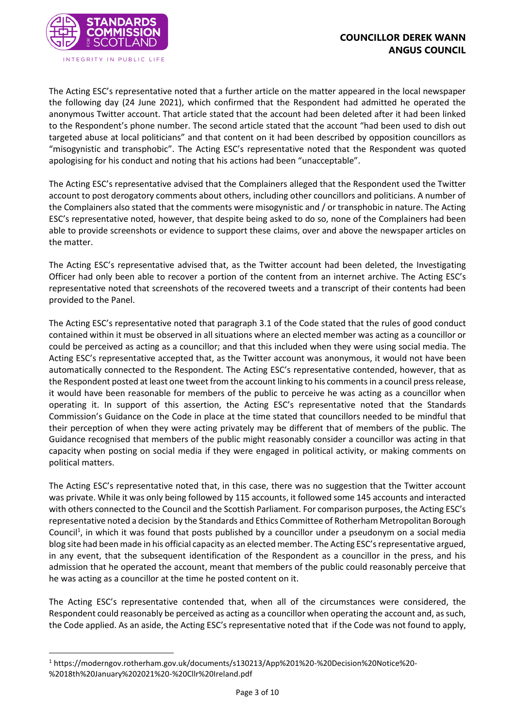The Acting ESC's representative noted that a further article on the matter appeared in the local newspaper the following day (24 June 2021), which confirmed that the Respondent had admitted he operated the anonymous Twitter account. That article stated that the account had been deleted after it had been linked to the Respondent's phone number. The second article stated that the account "had been used to dish out targeted abuse at local politicians" and that content on it had been described by opposition councillors as "misogynistic and transphobic". The Acting ESC's representative noted that the Respondent was quoted apologising for his conduct and noting that his actions had been "unacceptable".

The Acting ESC's representative advised that the Complainers alleged that the Respondent used the Twitter account to post derogatory comments about others, including other councillors and politicians. A number of the Complainers also stated that the comments were misogynistic and / or transphobic in nature. The Acting ESC's representative noted, however, that despite being asked to do so, none of the Complainers had been able to provide screenshots or evidence to support these claims, over and above the newspaper articles on the matter.

The Acting ESC's representative advised that, as the Twitter account had been deleted, the Investigating Officer had only been able to recover a portion of the content from an internet archive. The Acting ESC's representative noted that screenshots of the recovered tweets and a transcript of their contents had been provided to the Panel.

The Acting ESC's representative noted that paragraph 3.1 of the Code stated that the rules of good conduct contained within it must be observed in all situations where an elected member was acting as a councillor or could be perceived as acting as a councillor; and that this included when they were using social media. The Acting ESC's representative accepted that, as the Twitter account was anonymous, it would not have been automatically connected to the Respondent. The Acting ESC's representative contended, however, that as the Respondent posted at least one tweet from the account linking to his comments in a council press release, it would have been reasonable for members of the public to perceive he was acting as a councillor when operating it. In support of this assertion, the Acting ESC's representative noted that the Standards Commission's Guidance on the Code in place at the time stated that councillors needed to be mindful that their perception of when they were acting privately may be different that of members of the public. The Guidance recognised that members of the public might reasonably consider a councillor was acting in that capacity when posting on social media if they were engaged in political activity, or making comments on political matters.

The Acting ESC's representative noted that, in this case, there was no suggestion that the Twitter account was private. While it was only being followed by 115 accounts, it followed some 145 accounts and interacted with others connected to the Council and the Scottish Parliament. For comparison purposes, the Acting ESC's representative noted a decision by the Standards and Ethics Committee of Rotherham Metropolitan Borough Council[1], in which it was found that posts published by a councillor under a pseudonym on a social media blog site had been made in his official capacity as an elected member. The Acting ESC's representative argued, in any event, that the subsequent identification of the Respondent as a councillor in the press, and his admission that he operated the account, meant that members of the public could reasonably perceive that he was acting as a councillor at the time he posted content on it.

The Acting ESC's representative contended that, when all of the circumstances were considered, the Respondent could reasonably be perceived as acting as a councillor when operating the account and, as such, the Code applied. As an aside, the Acting ESC's representative noted that if the Code was not found to apply,

[1] https://moderngov.rotherham.gov.uk/documents/s130213/App%201%20-%20Decision%20Notice%20-%2018th%20January%202021%20-%20Cllr%20Ireland.pdf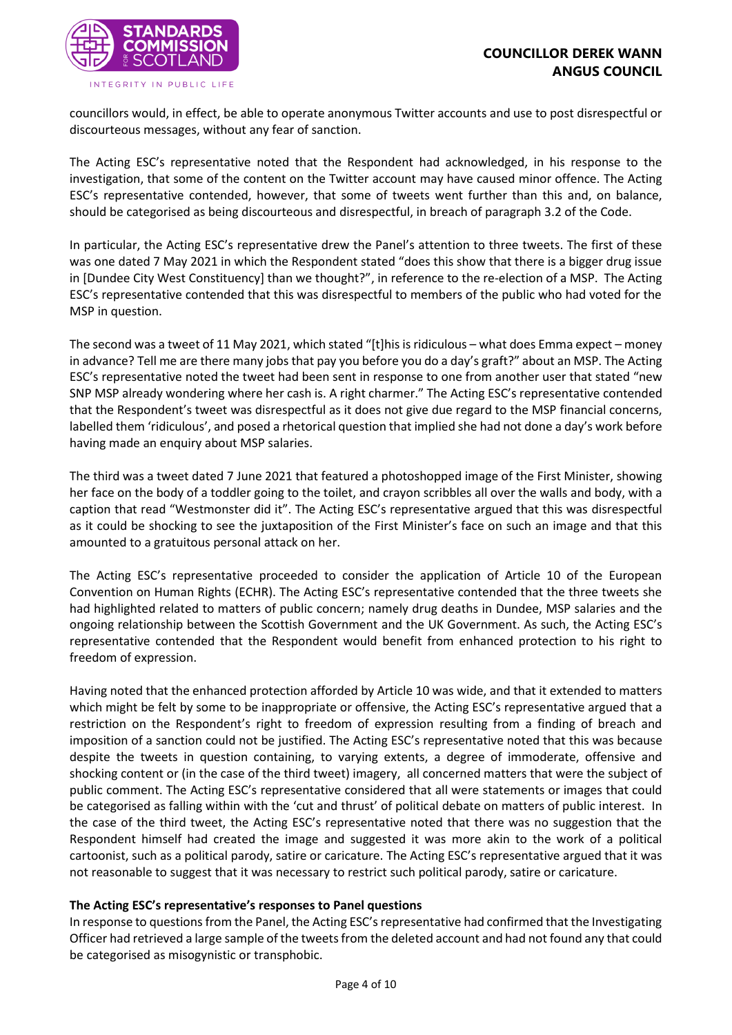councillors would, in effect, be able to operate anonymous Twitter accounts and use to post disrespectful or discourteous messages, without any fear of sanction.

The Acting ESC's representative noted that the Respondent had acknowledged, in his response to the investigation, that some of the content on the Twitter account may have caused minor offence. The Acting ESC's representative contended, however, that some of tweets went further than this and, on balance, should be categorised as being discourteous and disrespectful, in breach of paragraph 3.2 of the Code.

In particular, the Acting ESC's representative drew the Panel's attention to three tweets. The first of these was one dated 7 May 2021 in which the Respondent stated "does this show that there is a bigger drug issue in [Dundee City West Constituency] than we thought?", in reference to the re-election of a MSP. The Acting ESC's representative contended that this was disrespectful to members of the public who had voted for the MSP in question.

The second was a tweet of 11 May 2021, which stated "[t]his is ridiculous – what does Emma expect – money in advance? Tell me are there many jobs that pay you before you do a day's graft?" about an MSP. The Acting ESC's representative noted the tweet had been sent in response to one from another user that stated "new SNP MSP already wondering where her cash is. A right charmer." The Acting ESC's representative contended that the Respondent's tweet was disrespectful as it does not give due regard to the MSP financial concerns, labelled them 'ridiculous', and posed a rhetorical question that implied she had not done a day's work before having made an enquiry about MSP salaries.

The third was a tweet dated 7 June 2021 that featured a photoshopped image of the First Minister, showing her face on the body of a toddler going to the toilet, and crayon scribbles all over the walls and body, with a caption that read "Westmonster did it". The Acting ESC's representative argued that this was disrespectful as it could be shocking to see the juxtaposition of the First Minister's face on such an image and that this amounted to a gratuitous personal attack on her.

The Acting ESC's representative proceeded to consider the application of Article 10 of the European Convention on Human Rights (ECHR). The Acting ESC's representative contended that the three tweets she had highlighted related to matters of public concern; namely drug deaths in Dundee, MSP salaries and the ongoing relationship between the Scottish Government and the UK Government. As such, the Acting ESC's representative contended that the Respondent would benefit from enhanced protection to his right to freedom of expression.

Having noted that the enhanced protection afforded by Article 10 was wide, and that it extended to matters which might be felt by some to be inappropriate or offensive, the Acting ESC's representative argued that a restriction on the Respondent's right to freedom of expression resulting from a finding of breach and imposition of a sanction could not be justified. The Acting ESC's representative noted that this was because despite the tweets in question containing, to varying extents, a degree of immoderate, offensive and shocking content or (in the case of the third tweet) imagery, all concerned matters that were the subject of public comment. The Acting ESC's representative considered that all were statements or images that could be categorised as falling within with the 'cut and thrust' of political debate on matters of public interest. In the case of the third tweet, the Acting ESC's representative noted that there was no suggestion that the Respondent himself had created the image and suggested it was more akin to the work of a political cartoonist, such as a political parody, satire or caricature. The Acting ESC's representative argued that it was not reasonable to suggest that it was necessary to restrict such political parody, satire or caricature.

**The Acting ESC's representative's responses to Panel questions**

In response to questions from the Panel, the Acting ESC's representative had confirmed that the Investigating Officer had retrieved a large sample of the tweets from the deleted account and had not found any that could be categorised as misogynistic or transphobic.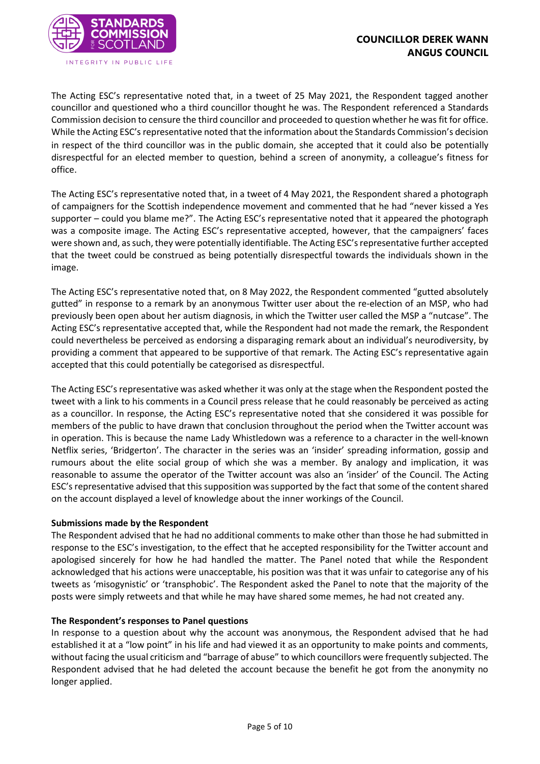The Acting ESC's representative noted that, in a tweet of 25 May 2021, the Respondent tagged another councillor and questioned who a third councillor thought he was. The Respondent referenced a Standards Commission decision to censure the third councillor and proceeded to question whether he was fit for office. While the Acting ESC's representative noted that the information about the Standards Commission's decision in respect of the third councillor was in the public domain, she accepted that it could also be potentially disrespectful for an elected member to question, behind a screen of anonymity, a colleague's fitness for office.

The Acting ESC's representative noted that, in a tweet of 4 May 2021, the Respondent shared a photograph of campaigners for the Scottish independence movement and commented that he had "never kissed a Yes supporter – could you blame me?". The Acting ESC's representative noted that it appeared the photograph was a composite image. The Acting ESC's representative accepted, however, that the campaigners' faces were shown and, as such, they were potentially identifiable. The Acting ESC's representative further accepted that the tweet could be construed as being potentially disrespectful towards the individuals shown in the image.

The Acting ESC's representative noted that, on 8 May 2022, the Respondent commented "gutted absolutely gutted" in response to a remark by an anonymous Twitter user about the re-election of an MSP, who had previously been open about her autism diagnosis, in which the Twitter user called the MSP a "nutcase". The Acting ESC's representative accepted that, while the Respondent had not made the remark, the Respondent could nevertheless be perceived as endorsing a disparaging remark about an individual's neurodiversity, by providing a comment that appeared to be supportive of that remark. The Acting ESC's representative again accepted that this could potentially be categorised as disrespectful.

The Acting ESC's representative was asked whether it was only at the stage when the Respondent posted the tweet with a link to his comments in a Council press release that he could reasonably be perceived as acting as a councillor. In response, the Acting ESC's representative noted that she considered it was possible for members of the public to have drawn that conclusion throughout the period when the Twitter account was in operation. This is because the name Lady Whistledown was a reference to a character in the well-known Netflix series, 'Bridgerton'. The character in the series was an 'insider' spreading information, gossip and rumours about the elite social group of which she was a member. By analogy and implication, it was reasonable to assume the operator of the Twitter account was also an 'insider' of the Council. The Acting ESC's representative advised that this supposition was supported by the fact that some of the content shared on the account displayed a level of knowledge about the inner workings of the Council.

**Submissions made by the Respondent**

The Respondent advised that he had no additional comments to make other than those he had submitted in response to the ESC's investigation, to the effect that he accepted responsibility for the Twitter account and apologised sincerely for how he had handled the matter. The Panel noted that while the Respondent acknowledged that his actions were unacceptable, his position was that it was unfair to categorise any of his tweets as 'misogynistic' or 'transphobic'. The Respondent asked the Panel to note that the majority of the posts were simply retweets and that while he may have shared some memes, he had not created any.

**The Respondent's responses to Panel questions**

In response to a question about why the account was anonymous, the Respondent advised that he had established it at a "low point" in his life and had viewed it as an opportunity to make points and comments, without facing the usual criticism and "barrage of abuse" to which councillors were frequently subjected. The Respondent advised that he had deleted the account because the benefit he got from the anonymity no longer applied.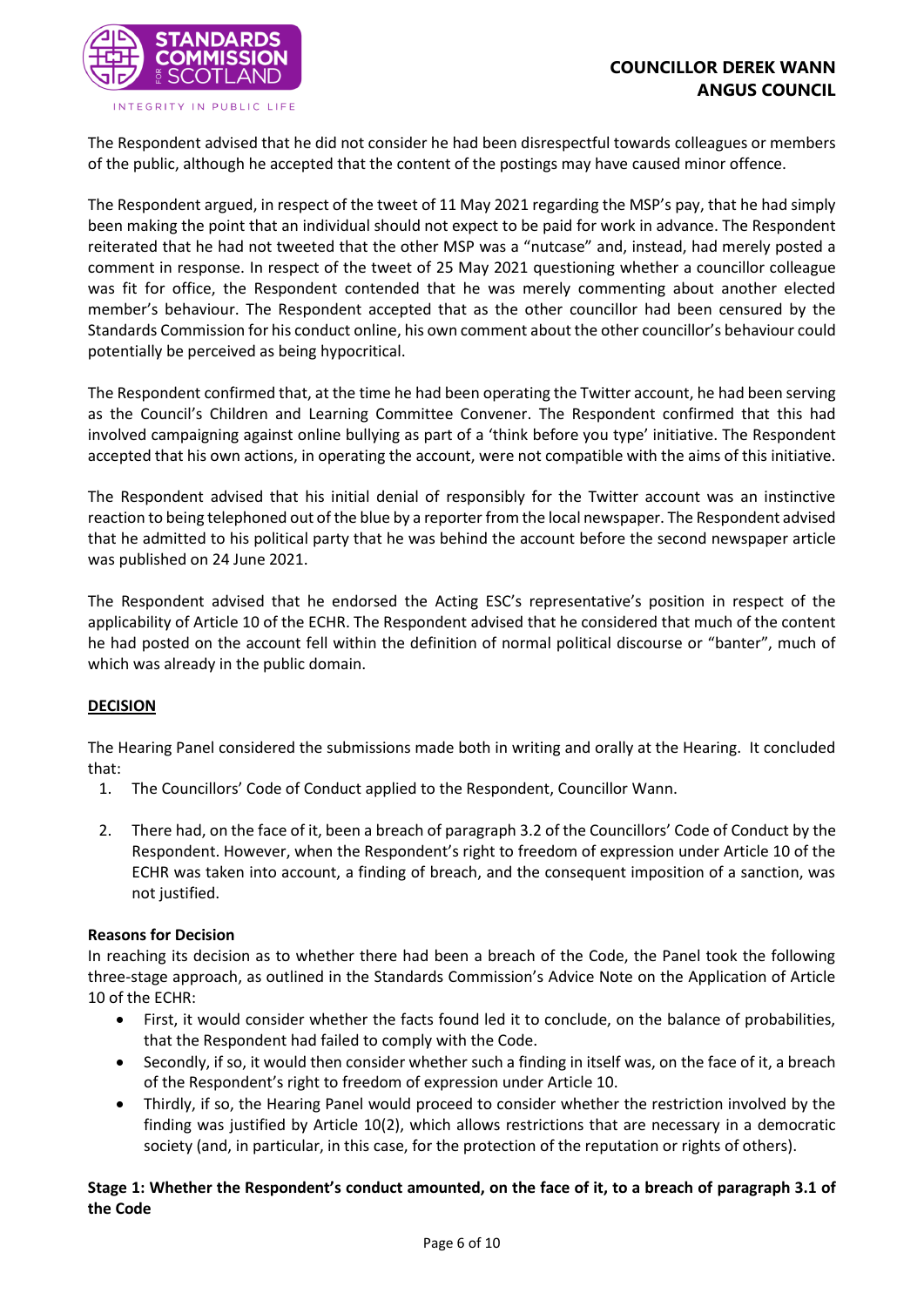The Respondent advised that he did not consider he had been disrespectful towards colleagues or members of the public, although he accepted that the content of the postings may have caused minor offence.

The Respondent argued, in respect of the tweet of 11 May 2021 regarding the MSP's pay, that he had simply been making the point that an individual should not expect to be paid for work in advance. The Respondent reiterated that he had not tweeted that the other MSP was a "nutcase" and, instead, had merely posted a comment in response. In respect of the tweet of 25 May 2021 questioning whether a councillor colleague was fit for office, the Respondent contended that he was merely commenting about another elected member's behaviour. The Respondent accepted that as the other councillor had been censured by the Standards Commission for his conduct online, his own comment about the other councillor's behaviour could potentially be perceived as being hypocritical.

The Respondent confirmed that, at the time he had been operating the Twitter account, he had been serving as the Council's Children and Learning Committee Convener. The Respondent confirmed that this had involved campaigning against online bullying as part of a 'think before you type' initiative. The Respondent accepted that his own actions, in operating the account, were not compatible with the aims of this initiative.

The Respondent advised that his initial denial of responsibly for the Twitter account was an instinctive reaction to being telephoned out of the blue by a reporter from the local newspaper. The Respondent advised that he admitted to his political party that he was behind the account before the second newspaper article was published on 24 June 2021.

The Respondent advised that he endorsed the Acting ESC's representative's position in respect of the applicability of Article 10 of the ECHR. The Respondent advised that he considered that much of the content he had posted on the account fell within the definition of normal political discourse or "banter", much of which was already in the public domain.

## DECISION

The Hearing Panel considered the submissions made both in writing and orally at the Hearing. It concluded that:

1. The Councillors' Code of Conduct applied to the Respondent, Councillor Wann.
2. There had, on the face of it, been a breach of paragraph 3.2 of the Councillors' Code of Conduct by the Respondent. However, when the Respondent's right to freedom of expression under Article 10 of the ECHR was taken into account, a finding of breach, and the consequent imposition of a sanction, was not justified.

### Reasons for Decision

In reaching its decision as to whether there had been a breach of the Code, the Panel took the following three-stage approach, as outlined in the Standards Commission's Advice Note on the Application of Article 10 of the ECHR:

- First, it would consider whether the facts found led it to conclude, on the balance of probabilities, that the Respondent had failed to comply with the Code.
- Secondly, if so, it would then consider whether such a finding in itself was, on the face of it, a breach of the Respondent's right to freedom of expression under Article 10.
- Thirdly, if so, the Hearing Panel would proceed to consider whether the restriction involved by the finding was justified by Article 10(2), which allows restrictions that are necessary in a democratic society (and, in particular, in this case, for the protection of the reputation or rights of others).

### Stage 1: Whether the Respondent's conduct amounted, on the face of it, to a breach of paragraph 3.1 of the Code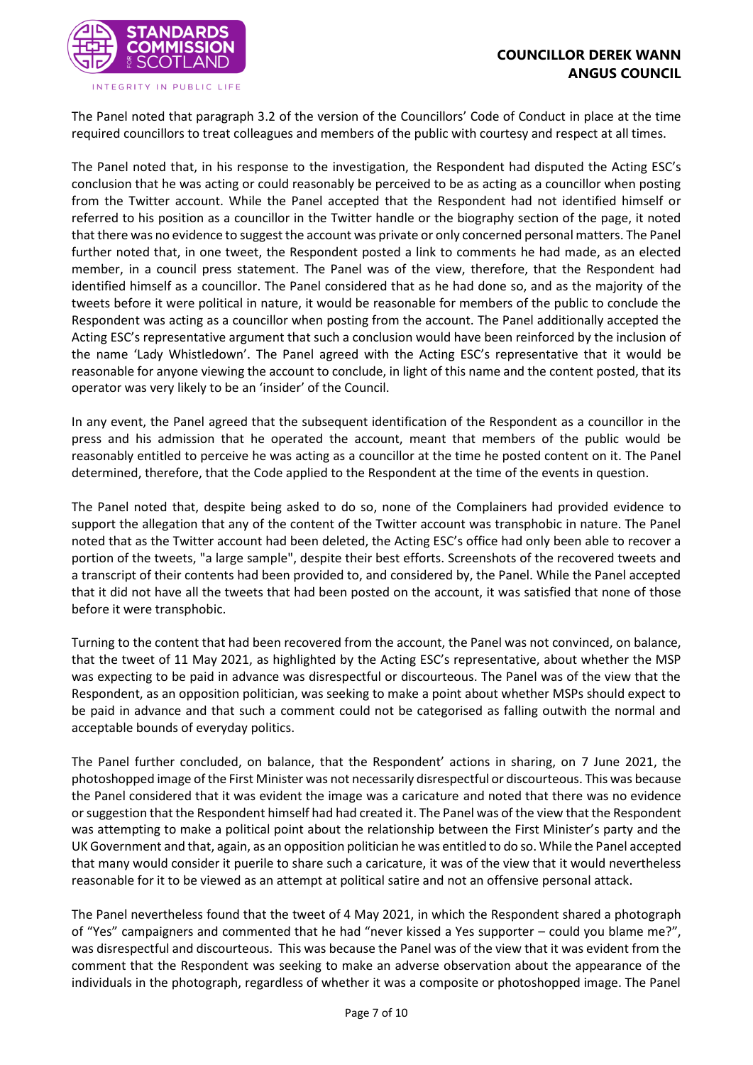The Panel noted that paragraph 3.2 of the version of the Councillors' Code of Conduct in place at the time required councillors to treat colleagues and members of the public with courtesy and respect at all times.

The Panel noted that, in his response to the investigation, the Respondent had disputed the Acting ESC's conclusion that he was acting or could reasonably be perceived to be as acting as a councillor when posting from the Twitter account. While the Panel accepted that the Respondent had not identified himself or referred to his position as a councillor in the Twitter handle or the biography section of the page, it noted that there was no evidence to suggest the account was private or only concerned personal matters. The Panel further noted that, in one tweet, the Respondent posted a link to comments he had made, as an elected member, in a council press statement. The Panel was of the view, therefore, that the Respondent had identified himself as a councillor. The Panel considered that as he had done so, and as the majority of the tweets before it were political in nature, it would be reasonable for members of the public to conclude the Respondent was acting as a councillor when posting from the account. The Panel additionally accepted the Acting ESC's representative argument that such a conclusion would have been reinforced by the inclusion of the name 'Lady Whistledown'. The Panel agreed with the Acting ESC's representative that it would be reasonable for anyone viewing the account to conclude, in light of this name and the content posted, that its operator was very likely to be an 'insider' of the Council.

In any event, the Panel agreed that the subsequent identification of the Respondent as a councillor in the press and his admission that he operated the account, meant that members of the public would be reasonably entitled to perceive he was acting as a councillor at the time he posted content on it. The Panel determined, therefore, that the Code applied to the Respondent at the time of the events in question.

The Panel noted that, despite being asked to do so, none of the Complainers had provided evidence to support the allegation that any of the content of the Twitter account was transphobic in nature. The Panel noted that as the Twitter account had been deleted, the Acting ESC's office had only been able to recover a portion of the tweets, "a large sample", despite their best efforts. Screenshots of the recovered tweets and a transcript of their contents had been provided to, and considered by, the Panel. While the Panel accepted that it did not have all the tweets that had been posted on the account, it was satisfied that none of those before it were transphobic.

Turning to the content that had been recovered from the account, the Panel was not convinced, on balance, that the tweet of 11 May 2021, as highlighted by the Acting ESC's representative, about whether the MSP was expecting to be paid in advance was disrespectful or discourteous. The Panel was of the view that the Respondent, as an opposition politician, was seeking to make a point about whether MSPs should expect to be paid in advance and that such a comment could not be categorised as falling outwith the normal and acceptable bounds of everyday politics.

The Panel further concluded, on balance, that the Respondent' actions in sharing, on 7 June 2021, the photoshopped image of the First Minister was not necessarily disrespectful or discourteous. This was because the Panel considered that it was evident the image was a caricature and noted that there was no evidence or suggestion that the Respondent himself had had created it. The Panel was of the view that the Respondent was attempting to make a political point about the relationship between the First Minister's party and the UK Government and that, again, as an opposition politician he was entitled to do so. While the Panel accepted that many would consider it puerile to share such a caricature, it was of the view that it would nevertheless reasonable for it to be viewed as an attempt at political satire and not an offensive personal attack.

The Panel nevertheless found that the tweet of 4 May 2021, in which the Respondent shared a photograph of "Yes" campaigners and commented that he had "never kissed a Yes supporter – could you blame me?", was disrespectful and discourteous. This was because the Panel was of the view that it was evident from the comment that the Respondent was seeking to make an adverse observation about the appearance of the individuals in the photograph, regardless of whether it was a composite or photoshopped image. The Panel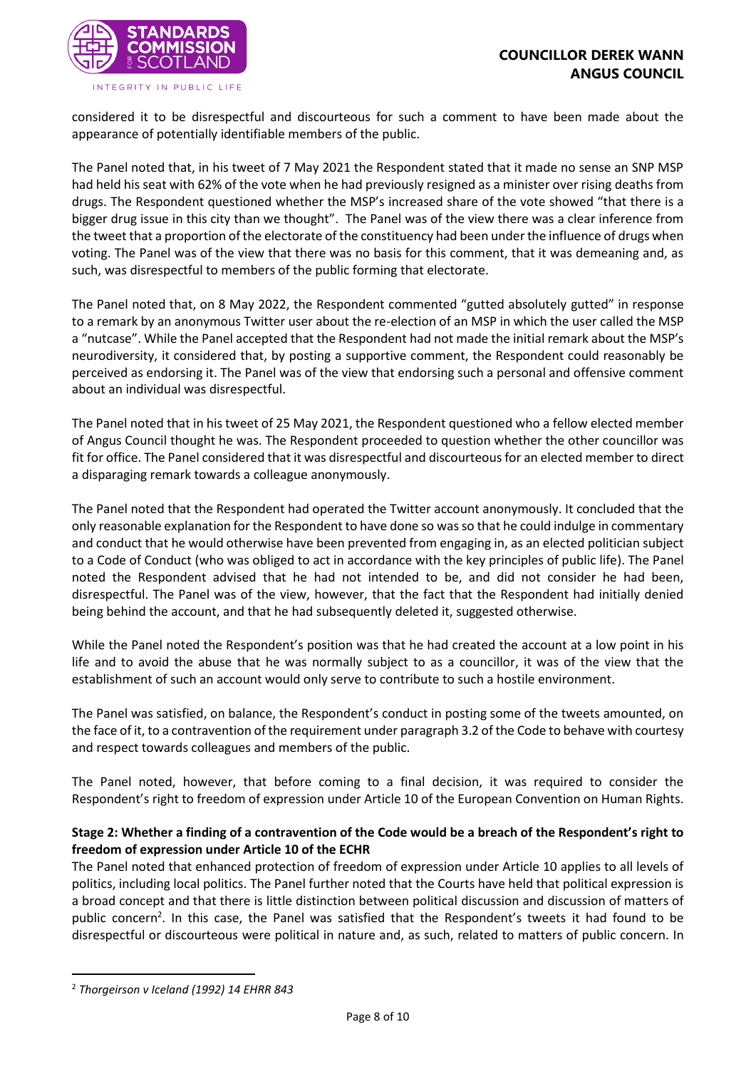considered it to be disrespectful and discourteous for such a comment to have been made about the appearance of potentially identifiable members of the public.

The Panel noted that, in his tweet of 7 May 2021 the Respondent stated that it made no sense an SNP MSP had held his seat with 62% of the vote when he had previously resigned as a minister over rising deaths from drugs. The Respondent questioned whether the MSP's increased share of the vote showed "that there is a bigger drug issue in this city than we thought". The Panel was of the view there was a clear inference from the tweet that a proportion of the electorate of the constituency had been under the influence of drugs when voting. The Panel was of the view that there was no basis for this comment, that it was demeaning and, as such, was disrespectful to members of the public forming that electorate.

The Panel noted that, on 8 May 2022, the Respondent commented "gutted absolutely gutted" in response to a remark by an anonymous Twitter user about the re-election of an MSP in which the user called the MSP a "nutcase". While the Panel accepted that the Respondent had not made the initial remark about the MSP's neurodiversity, it considered that, by posting a supportive comment, the Respondent could reasonably be perceived as endorsing it. The Panel was of the view that endorsing such a personal and offensive comment about an individual was disrespectful.

The Panel noted that in his tweet of 25 May 2021, the Respondent questioned who a fellow elected member of Angus Council thought he was. The Respondent proceeded to question whether the other councillor was fit for office. The Panel considered that it was disrespectful and discourteous for an elected member to direct a disparaging remark towards a colleague anonymously.

The Panel noted that the Respondent had operated the Twitter account anonymously. It concluded that the only reasonable explanation for the Respondent to have done so was so that he could indulge in commentary and conduct that he would otherwise have been prevented from engaging in, as an elected politician subject to a Code of Conduct (who was obliged to act in accordance with the key principles of public life). The Panel noted the Respondent advised that he had not intended to be, and did not consider he had been, disrespectful. The Panel was of the view, however, that the fact that the Respondent had initially denied being behind the account, and that he had subsequently deleted it, suggested otherwise.

While the Panel noted the Respondent's position was that he had created the account at a low point in his life and to avoid the abuse that he was normally subject to as a councillor, it was of the view that the establishment of such an account would only serve to contribute to such a hostile environment.

The Panel was satisfied, on balance, the Respondent's conduct in posting some of the tweets amounted, on the face of it, to a contravention of the requirement under paragraph 3.2 of the Code to behave with courtesy and respect towards colleagues and members of the public.

The Panel noted, however, that before coming to a final decision, it was required to consider the Respondent's right to freedom of expression under Article 10 of the European Convention on Human Rights.

**Stage 2: Whether a finding of a contravention of the Code would be a breach of the Respondent's right to freedom of expression under Article 10 of the ECHR**

The Panel noted that enhanced protection of freedom of expression under Article 10 applies to all levels of politics, including local politics. The Panel further noted that the Courts have held that political expression is a broad concept and that there is little distinction between political discussion and discussion of matters of public concern[2]. In this case, the Panel was satisfied that the Respondent's tweets it had found to be disrespectful or discourteous were political in nature and, as such, related to matters of public concern. In

[2] *Thorgeirson v Iceland (1992) 14 EHRR 843*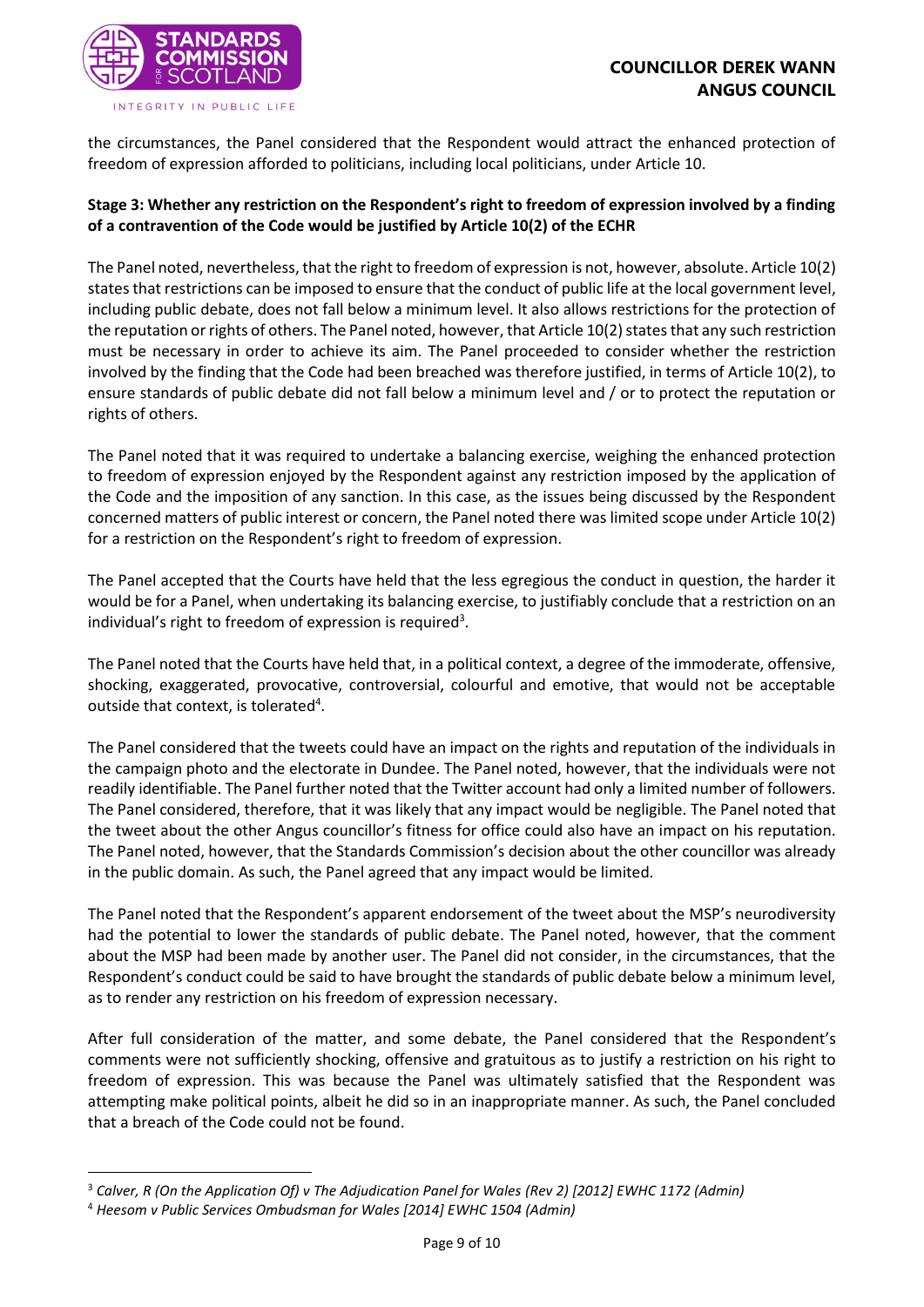the circumstances, the Panel considered that the Respondent would attract the enhanced protection of freedom of expression afforded to politicians, including local politicians, under Article 10.

**Stage 3: Whether any restriction on the Respondent's right to freedom of expression involved by a finding of a contravention of the Code would be justified by Article 10(2) of the ECHR**

The Panel noted, nevertheless, that the right to freedom of expression is not, however, absolute. Article 10(2) states that restrictions can be imposed to ensure that the conduct of public life at the local government level, including public debate, does not fall below a minimum level. It also allows restrictions for the protection of the reputation or rights of others. The Panel noted, however, that Article 10(2) states that any such restriction must be necessary in order to achieve its aim. The Panel proceeded to consider whether the restriction involved by the finding that the Code had been breached was therefore justified, in terms of Article 10(2), to ensure standards of public debate did not fall below a minimum level and / or to protect the reputation or rights of others.

The Panel noted that it was required to undertake a balancing exercise, weighing the enhanced protection to freedom of expression enjoyed by the Respondent against any restriction imposed by the application of the Code and the imposition of any sanction. In this case, as the issues being discussed by the Respondent concerned matters of public interest or concern, the Panel noted there was limited scope under Article 10(2) for a restriction on the Respondent's right to freedom of expression.

The Panel accepted that the Courts have held that the less egregious the conduct in question, the harder it would be for a Panel, when undertaking its balancing exercise, to justifiably conclude that a restriction on an individual's right to freedom of expression is required[3].

The Panel noted that the Courts have held that, in a political context, a degree of the immoderate, offensive, shocking, exaggerated, provocative, controversial, colourful and emotive, that would not be acceptable outside that context, is tolerated[4].

The Panel considered that the tweets could have an impact on the rights and reputation of the individuals in the campaign photo and the electorate in Dundee. The Panel noted, however, that the individuals were not readily identifiable. The Panel further noted that the Twitter account had only a limited number of followers. The Panel considered, therefore, that it was likely that any impact would be negligible. The Panel noted that the tweet about the other Angus councillor's fitness for office could also have an impact on his reputation. The Panel noted, however, that the Standards Commission's decision about the other councillor was already in the public domain. As such, the Panel agreed that any impact would be limited.

The Panel noted that the Respondent's apparent endorsement of the tweet about the MSP's neurodiversity had the potential to lower the standards of public debate. The Panel noted, however, that the comment about the MSP had been made by another user. The Panel did not consider, in the circumstances, that the Respondent's conduct could be said to have brought the standards of public debate below a minimum level, as to render any restriction on his freedom of expression necessary.

After full consideration of the matter, and some debate, the Panel considered that the Respondent's comments were not sufficiently shocking, offensive and gratuitous as to justify a restriction on his right to freedom of expression. This was because the Panel was ultimately satisfied that the Respondent was attempting make political points, albeit he did so in an inappropriate manner. As such, the Panel concluded that a breach of the Code could not be found.

---

[3] *Calver, R (On the Application Of) v The Adjudication Panel for Wales (Rev 2) [2012] EWHC 1172 (Admin)*

[4] *Heesom v Public Services Ombudsman for Wales [2014] EWHC 1504 (Admin)*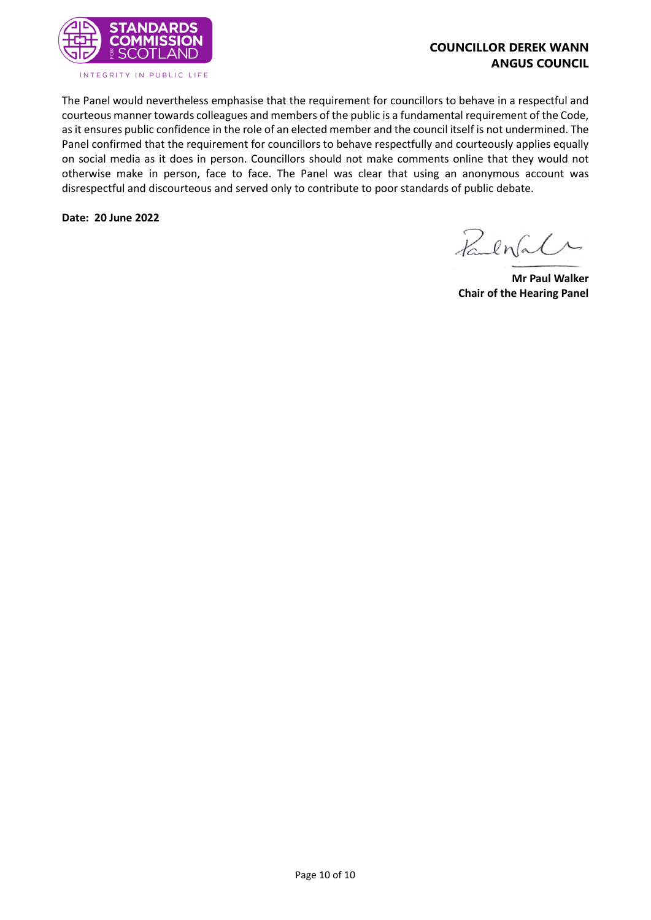The Panel would nevertheless emphasise that the requirement for councillors to behave in a respectful and courteous manner towards colleagues and members of the public is a fundamental requirement of the Code, as it ensures public confidence in the role of an elected member and the council itself is not undermined. The Panel confirmed that the requirement for councillors to behave respectfully and courteously applies equally on social media as it does in person. Councillors should not make comments online that they would not otherwise make in person, face to face. The Panel was clear that using an anonymous account was disrespectful and discourteous and served only to contribute to poor standards of public debate.

**Date: 20 June 2022**

**Mr Paul Walker**
**Chair of the Hearing Panel**